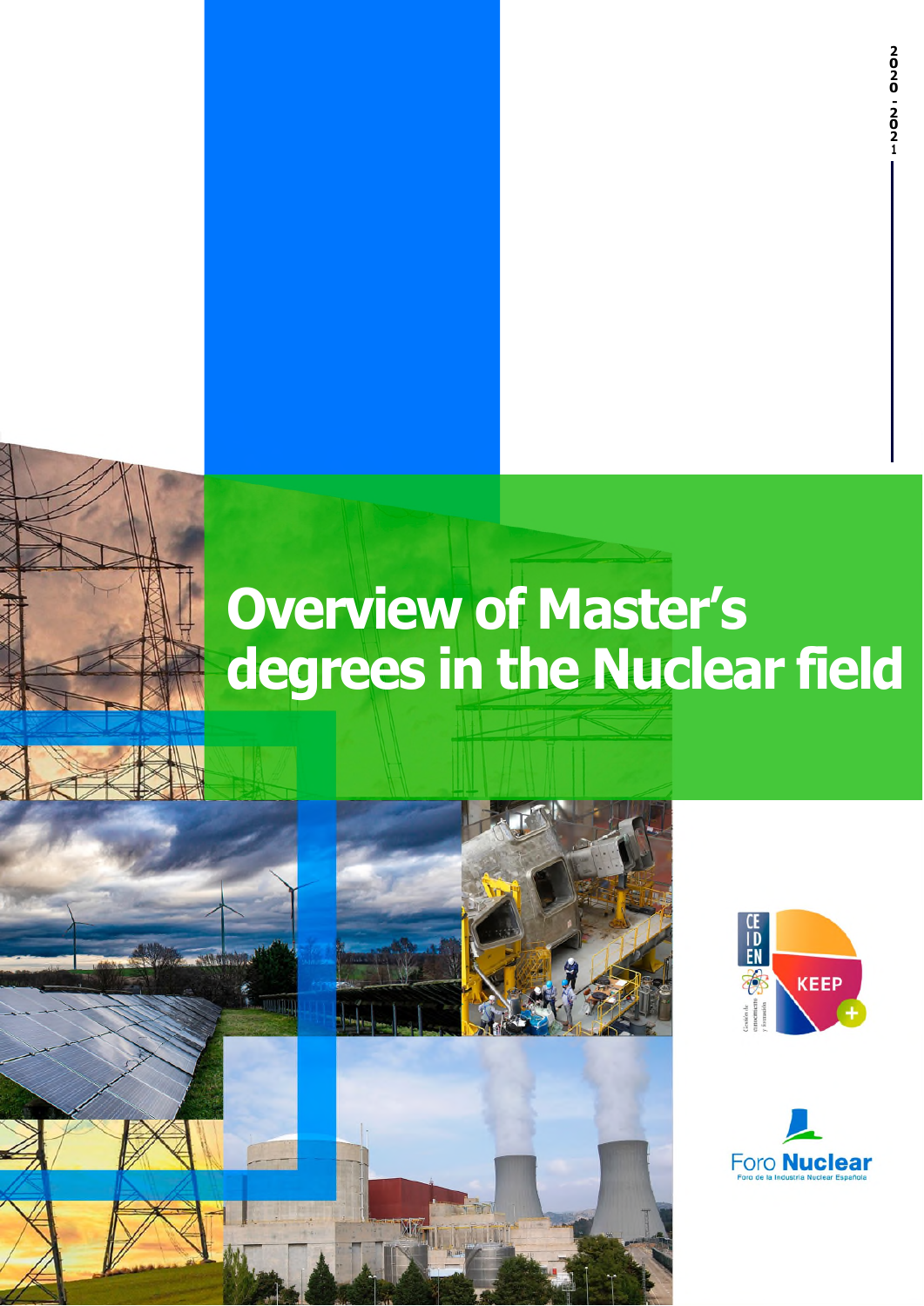2020 - 2021

# Overview of Master's degrees in the Nuclear field

CEIDEN

Gestión de conocimiento y formación

KEEP +

Foro Nuclear

Foro de la Industria Nuclear Española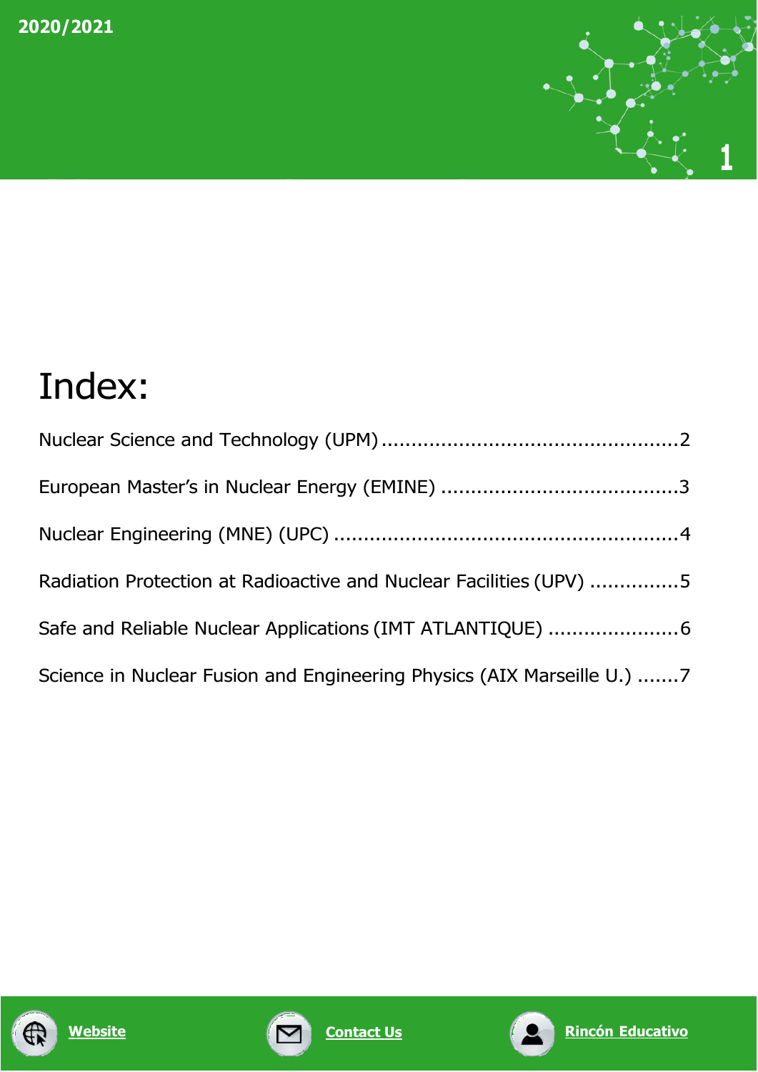# Index:

Nuclear Science and Technology (UPM) .................................................2

European Master's in Nuclear Energy (EMINE) .......................................3

Nuclear Engineering (MNE) (UPC) .........................................................4

Radiation Protection at Radioactive and Nuclear Facilities (UPV) ...............5

Safe and Reliable Nuclear Applications (IMT ATLANTIQUE) ......................6

Science in Nuclear Fusion and Engineering Physics (AIX Marseille U.) .......7

Website

Contact Us

Rincón Educativo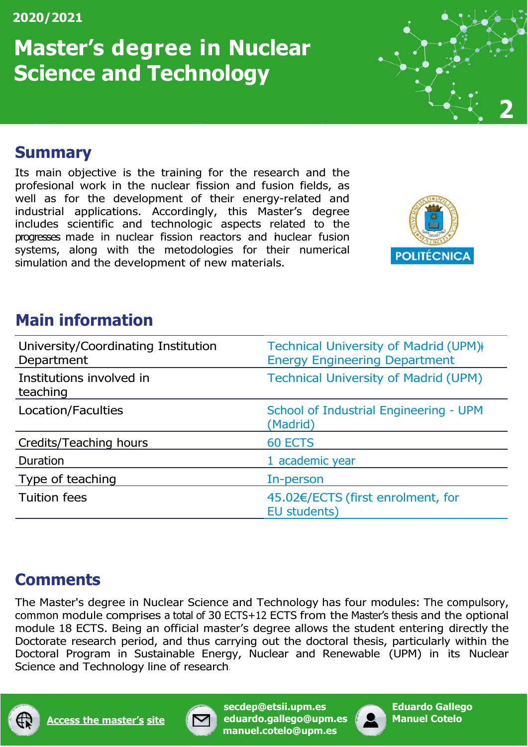2020/2021

# Master's degree in Nuclear Science and Technology

## Summary

Its main objective is the training for the research and the profesional work in the nuclear fission and fusion fields, as well as for the development of their energy-related and industrial applications. Accordingly, this Master's degree includes scientific and technologic aspects related to the progresses made in nuclear fission reactors and nuclear fusion systems, along with the metodologies for their numerical simulation and the development of new materials.

## Main information

| | |
|---|---|
| University/Coordinating Institution Department | Technical University of Madrid (UPM) Energy Engineering Department |
| Institutions involved in teaching | Technical University of Madrid (UPM) |
| Location/Faculties | School of Industrial Engineering - UPM (Madrid) |
| Credits/Teaching hours | 60 ECTS |
| Duration | 1 academic year |
| Type of teaching | In-person |
| Tuition fees | 45.02€/ECTS (first enrolment, for EU students) |

## Comments

The Master's degree in Nuclear Science and Technology has four modules: The compulsory, common module comprises a total of 30 ECTS+12 ECTS from the Master's thesis and the optional module 18 ECTS. Being an official master's degree allows the student entering directly the Doctorate research period, and thus carrying out the doctoral thesis, particularly within the Doctoral Program in Sustainable Energy, Nuclear and Renewable (UPM) in its Nuclear Science and Technology line of research.

Access the master's site

secdep@etsii.upm.es
eduardo.gallego@upm.es
manuel.cotelo@upm.es

Eduardo Gallego
Manuel Cotelo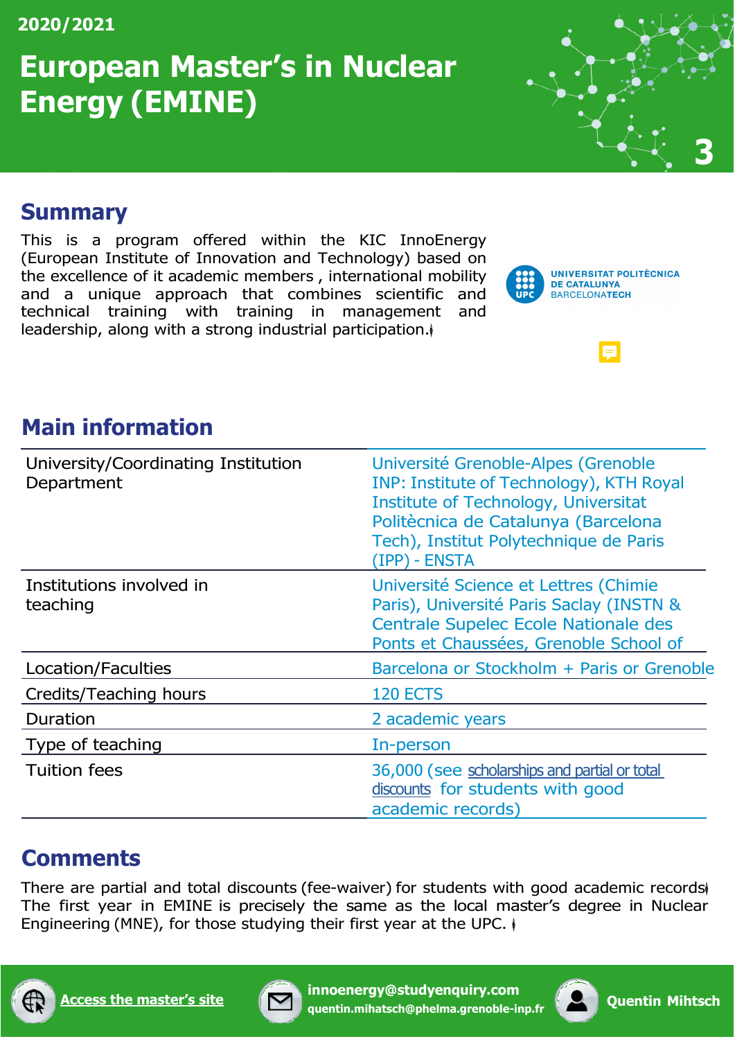2020/2021

# European Master's in Nuclear Energy (EMINE)

## Summary

This is a program offered within the KIC InnoEnergy (European Institute of Innovation and Technology) based on the excellence of it academic members , international mobility and a unique approach that combines scientific and technical training with training in management and leadership, along with a strong industrial participation.

## Main information

| | |
|---|---|
| University/Coordinating Institution Department | Université Grenoble-Alpes (Grenoble INP: Institute of Technology), KTH Royal Institute of Technology, Universitat Politècnica de Catalunya (Barcelona Tech), Institut Polytechnique de Paris (IPP) - ENSTA |
| Institutions involved in teaching | Université Science et Lettres (Chimie Paris), Université Paris Saclay (INSTN & Centrale Supelec Ecole Nationale des Ponts et Chaussées, Grenoble School of |
| Location/Faculties | Barcelona or Stockholm + Paris or Grenoble |
| Credits/Teaching hours | 120 ECTS |
| Duration | 2 academic years |
| Type of teaching | In-person |
| Tuition fees | 36,000 (see scholarships and partial or total discounts for students with good academic records) |

## Comments

There are partial and total discounts (fee-waiver) for students with good academic records. The first year in EMINE is precisely the same as the local master's degree in Nuclear Engineering (MNE), for those studying their first year at the UPC.

Access the master's site

innoenergy@studyenquiry.com
quentin.mihatsch@phelma.grenoble-inp.fr

Quentin Mihtsch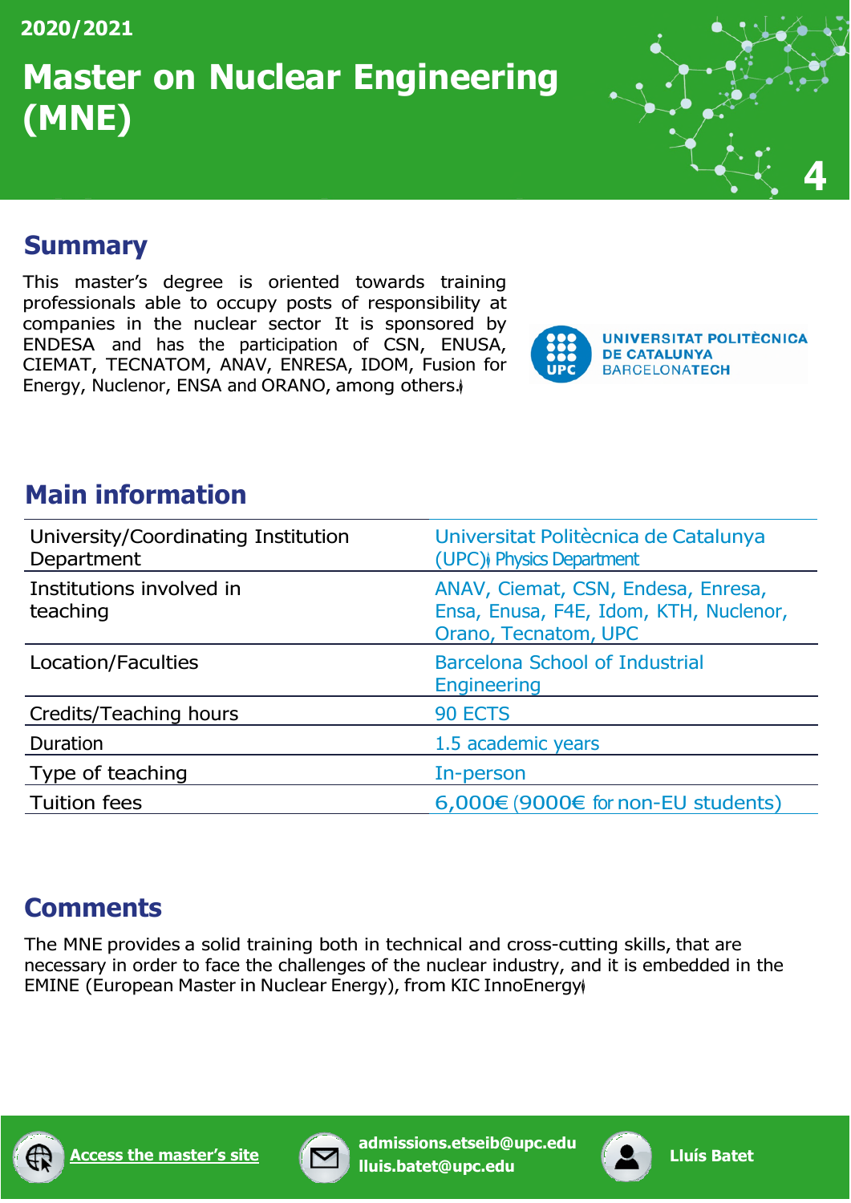2020/2021

# Master on Nuclear Engineering (MNE)

## Summary

This master's degree is oriented towards training professionals able to occupy posts of responsibility at companies in the nuclear sector It is sponsored by ENDESA and has the participation of CSN, ENUSA, CIEMAT, TECNATOM, ANAV, ENRESA, IDOM, Fusion for Energy, Nuclenor, ENSA and ORANO, among others.

UNIVERSITAT POLITÈCNICA DE CATALUNYA BARCELONATECH

## Main information

| | |
|---|---|
| University/Coordinating Institution Department | Universitat Politècnica de Catalunya (UPC) Physics Department |
| Institutions involved in teaching | ANAV, Ciemat, CSN, Endesa, Enresa, Ensa, Enusa, F4E, Idom, KTH, Nuclenor, Orano, Tecnatom, UPC |
| Location/Faculties | Barcelona School of Industrial Engineering |
| Credits/Teaching hours | 90 ECTS |
| Duration | 1.5 academic years |
| Type of teaching | In-person |
| Tuition fees | 6,000€ (9000€ for non-EU students) |

## Comments

The MNE provides a solid training both in technical and cross-cutting skills, that are necessary in order to face the challenges of the nuclear industry, and it is embedded in the EMINE (European Master in Nuclear Energy), from KIC InnoEnergy

Access the master's site

admissions.etseib@upc.edu
lluis.batet@upc.edu

Lluís Batet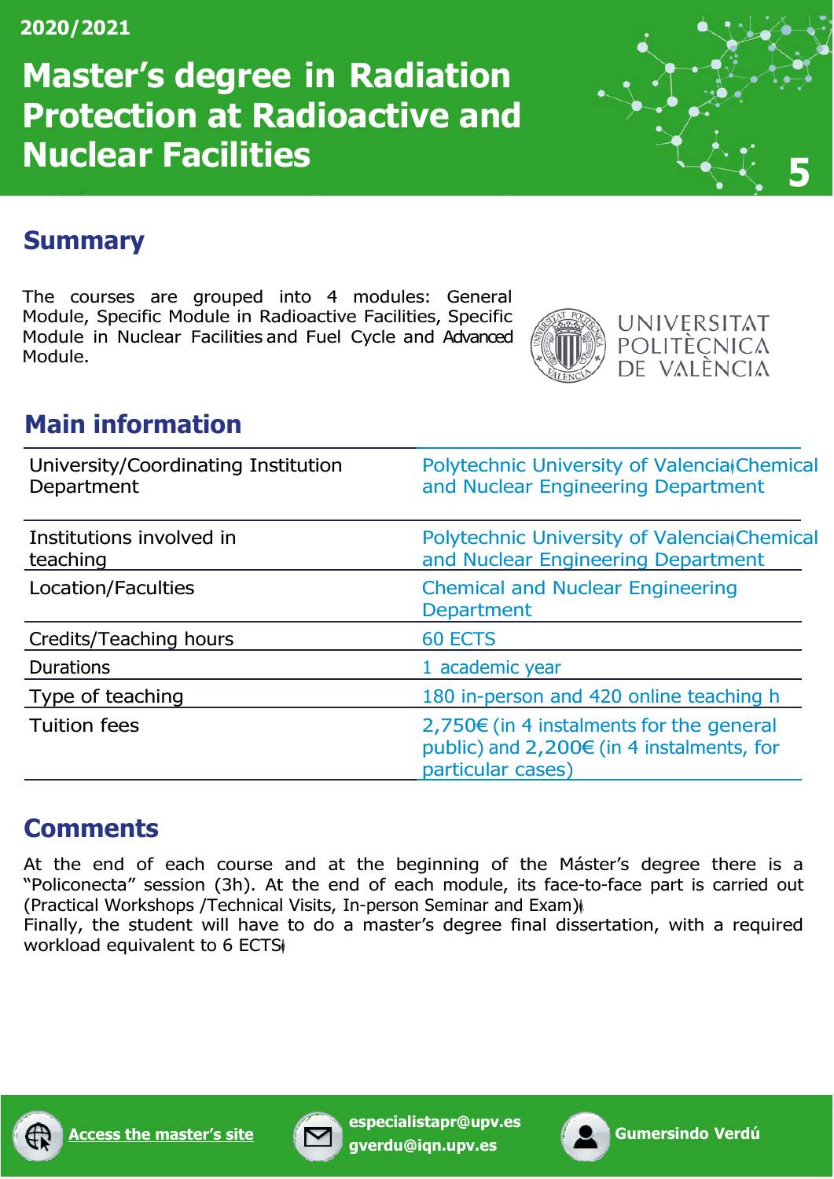2020/2021

# Master's degree in Radiation Protection at Radioactive and Nuclear Facilities

5

## Summary

The courses are grouped into 4 modules: General Module, Specific Module in Radioactive Facilities, Specific Module in Nuclear Facilities and Fuel Cycle and Advanced Module.

UNIVERSITAT POLITÈCNICA DE VALÈNCIA

## Main information

| | |
|---|---|
| University/Coordinating Institution Department | Polytechnic University of Valencia Chemical and Nuclear Engineering Department |
| Institutions involved in teaching | Polytechnic University of Valencia Chemical and Nuclear Engineering Department |
| Location/Faculties | Chemical and Nuclear Engineering Department |
| Credits/Teaching hours | 60 ECTS |
| Durations | 1 academic year |
| Type of teaching | 180 in-person and 420 online teaching h |
| Tuition fees | 2,750€ (in 4 instalments for the general public) and 2,200€ (in 4 instalments, for particular cases) |

## Comments

At the end of each course and at the beginning of the Máster's degree there is a "Policonecta" session (3h). At the end of each module, its face-to-face part is carried out (Practical Workshops /Technical Visits, In-person Seminar and Exam).
Finally, the student will have to do a master's degree final dissertation, with a required workload equivalent to 6 ECTS.

Access the master's site

especialistapr@upv.es
gverdu@iqn.upv.es

Gumersindo Verdú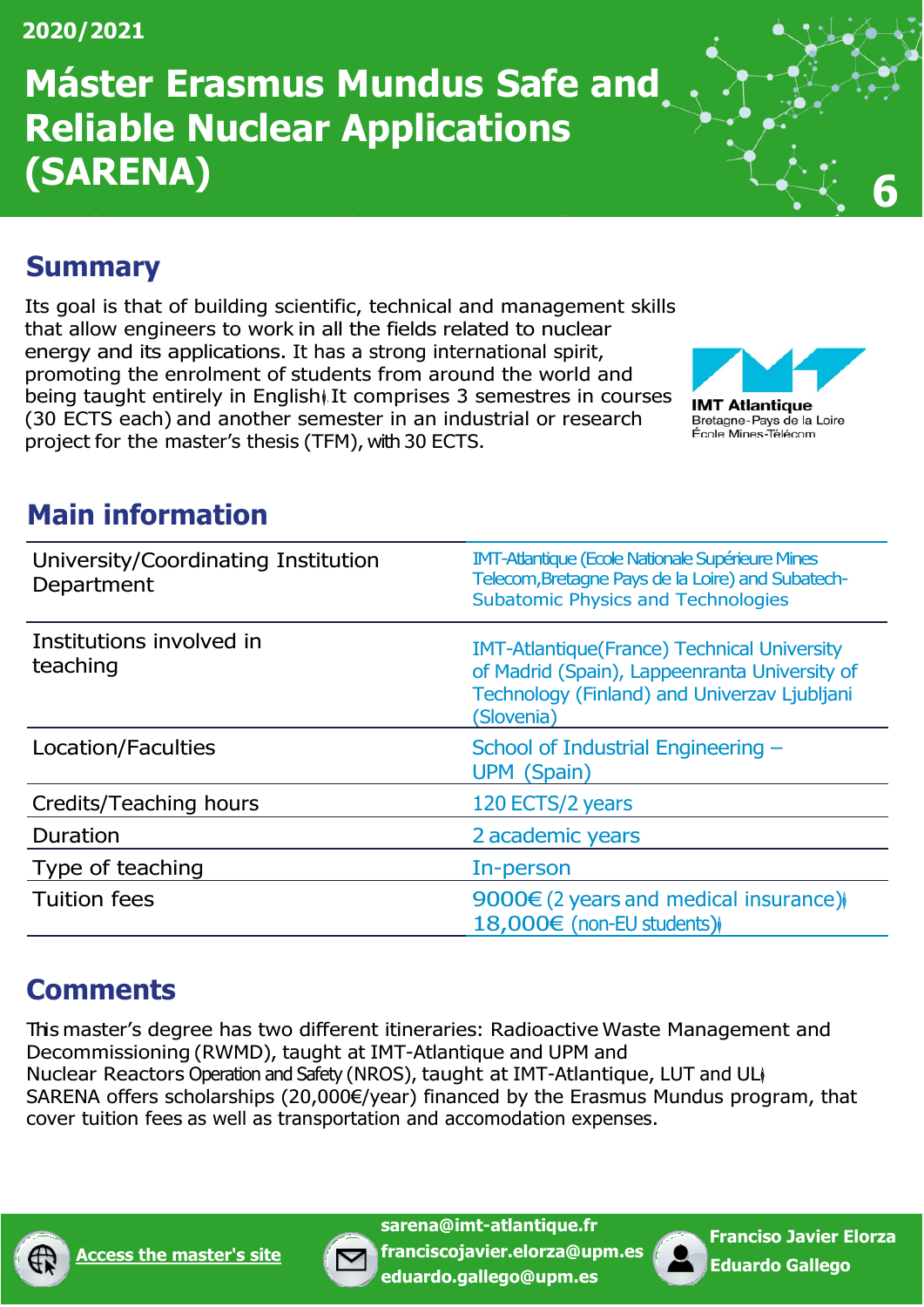2020/2021

# Máster Erasmus Mundus Safe and Reliable Nuclear Applications (SARENA)

## Summary

Its goal is that of building scientific, technical and management skills that allow engineers to work in all the fields related to nuclear energy and its applications. It has a strong international spirit, promoting the enrolment of students from around the world and being taught entirely in English. It comprises 3 semestres in courses (30 ECTS each) and another semester in an industrial or research project for the master's thesis (TFM), with 30 ECTS.

## Main information

| | |
|---|---|
| University/Coordinating Institution Department | IMT-Atlantique (Ecole Nationale Supérieure Mines Telecom,Bretagne Pays de la Loire) and Subatech- Subatomic Physics and Technologies |
| Institutions involved in teaching | IMT-Atlantique(France) Technical University of Madrid (Spain), Lappeenranta University of Technology (Finland) and Univerzav Ljubljani (Slovenia) |
| Location/Faculties | School of Industrial Engineering – UPM (Spain) |
| Credits/Teaching hours | 120 ECTS/2 years |
| Duration | 2 academic years |
| Type of teaching | In-person |
| Tuition fees | 9000€ (2 years and medical insurance). 18,000€ (non-EU students). |

## Comments

This master's degree has two different itineraries: Radioactive Waste Management and Decommissioning (RWMD), taught at IMT-Atlantique and UPM and Nuclear Reactors Operation and Safety (NROS), taught at IMT-Atlantique, LUT and UL.
SARENA offers scholarships (20,000€/year) financed by the Erasmus Mundus program, that cover tuition fees as well as transportation and accomodation expenses.

Access the master's site

sarena@imt-atlantique.fr
franciscojavier.elorza@upm.es
eduardo.gallego@upm.es

Francisco Javier Elorza
Eduardo Gallego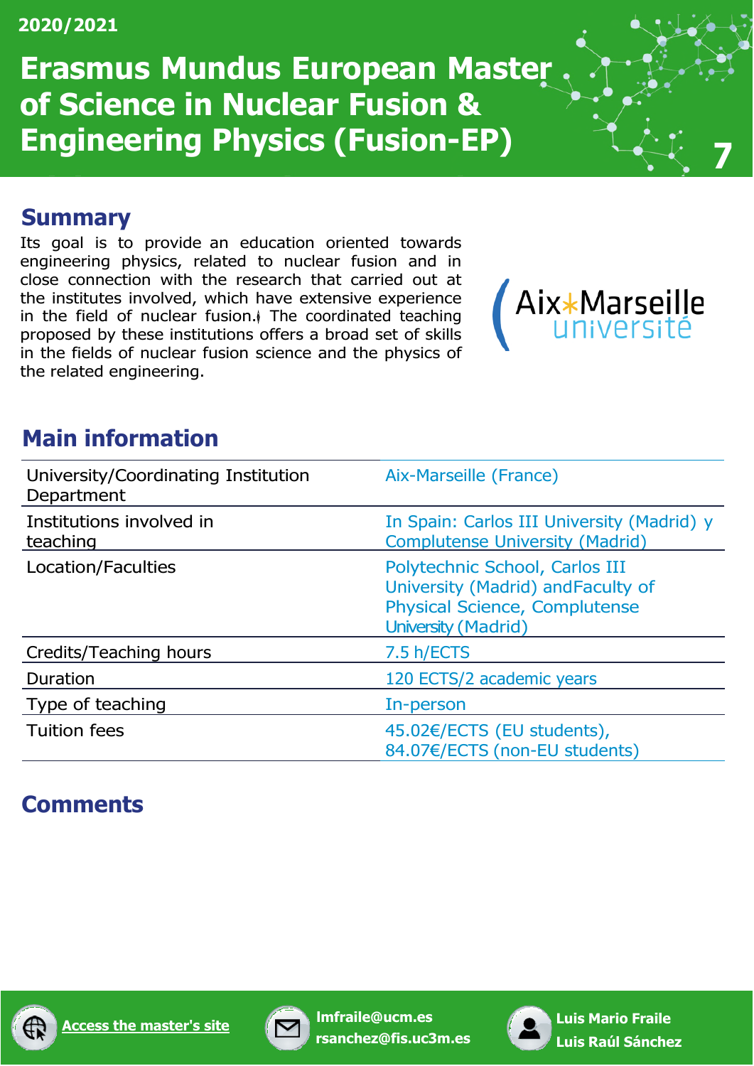2020/2021

# Erasmus Mundus European Master of Science in Nuclear Fusion & Engineering Physics (Fusion-EP)

## Summary

Its goal is to provide an education oriented towards engineering physics, related to nuclear fusion and in close connection with the research that carried out at the institutes involved, which have extensive experience in the field of nuclear fusion. The coordinated teaching proposed by these institutions offers a broad set of skills in the fields of nuclear fusion science and the physics of the related engineering.

Aix-Marseille université

## Main information

| | |
|---|---|
| University/Coordinating Institution Department | Aix-Marseille (France) |
| Institutions involved in teaching | In Spain: Carlos III University (Madrid) y Complutense University (Madrid) |
| Location/Faculties | Polytechnic School, Carlos III University (Madrid) andFaculty of Physical Science, Complutense University (Madrid) |
| Credits/Teaching hours | 7.5 h/ECTS |
| Duration | 120 ECTS/2 academic years |
| Type of teaching | In-person |
| Tuition fees | 45.02€/ECTS (EU students), 84.07€/ECTS (non-EU students) |

## Comments

Access the master's site

lmfraile@ucm.es
rsanchez@fis.uc3m.es

Luis Mario Fraile
Luis Raúl Sánchez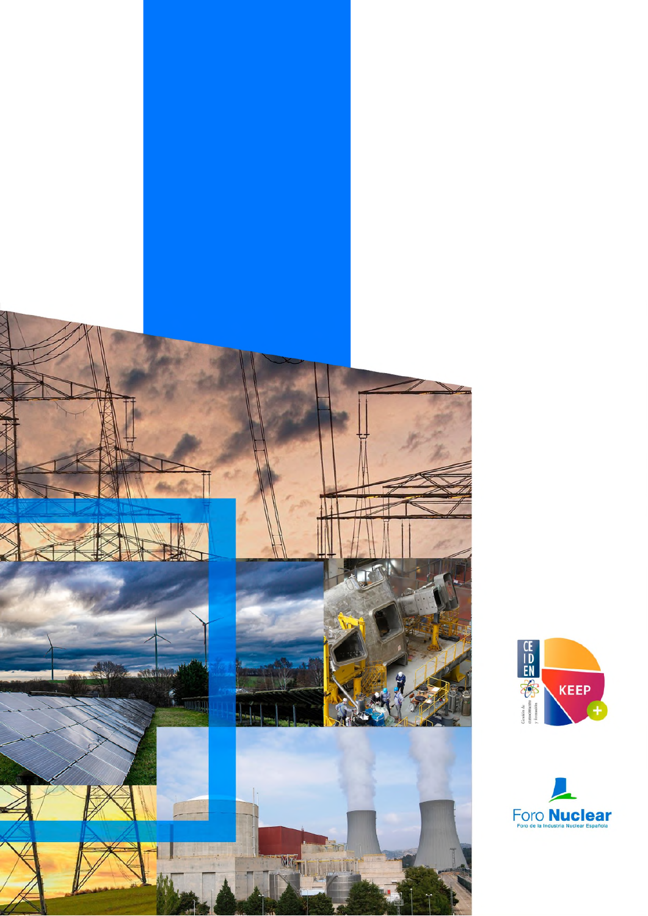CE
ID
EN

Gestión de conocimiento y formación

KEEP

Foro Nuclear
Foro de la Industria Nuclear Española